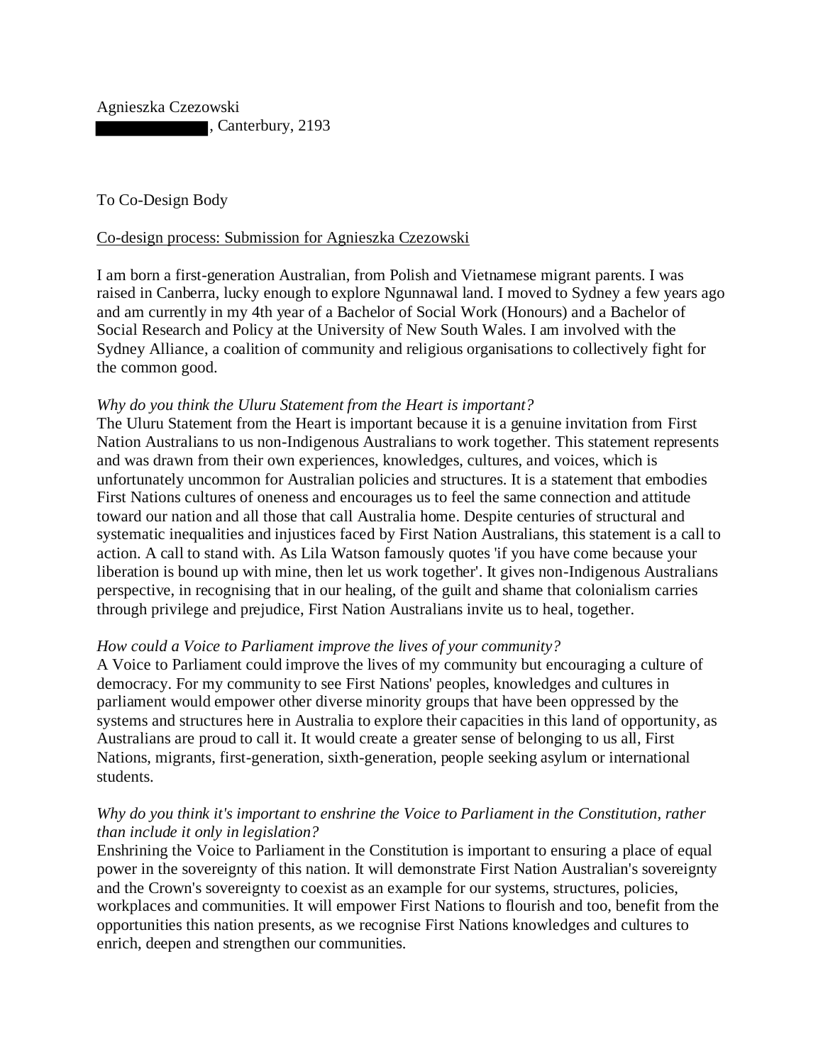Agnieszka Czezowski
█████████, Canterbury, 2193

To Co-Design Body

<u>Co-design process: Submission for Agnieszka Czezowski</u>

I am born a first-generation Australian, from Polish and Vietnamese migrant parents. I was raised in Canberra, lucky enough to explore Ngunnawal land. I moved to Sydney a few years ago and am currently in my 4th year of a Bachelor of Social Work (Honours) and a Bachelor of Social Research and Policy at the University of New South Wales. I am involved with the Sydney Alliance, a coalition of community and religious organisations to collectively fight for the common good.

*Why do you think the Uluru Statement from the Heart is important?*

The Uluru Statement from the Heart is important because it is a genuine invitation from First Nation Australians to us non-Indigenous Australians to work together. This statement represents and was drawn from their own experiences, knowledges, cultures, and voices, which is unfortunately uncommon for Australian policies and structures. It is a statement that embodies First Nations cultures of oneness and encourages us to feel the same connection and attitude toward our nation and all those that call Australia home. Despite centuries of structural and systematic inequalities and injustices faced by First Nation Australians, this statement is a call to action. A call to stand with. As Lila Watson famously quotes 'if you have come because your liberation is bound up with mine, then let us work together'. It gives non-Indigenous Australians perspective, in recognising that in our healing, of the guilt and shame that colonialism carries through privilege and prejudice, First Nation Australians invite us to heal, together.

*How could a Voice to Parliament improve the lives of your community?*

A Voice to Parliament could improve the lives of my community but encouraging a culture of democracy. For my community to see First Nations' peoples, knowledges and cultures in parliament would empower other diverse minority groups that have been oppressed by the systems and structures here in Australia to explore their capacities in this land of opportunity, as Australians are proud to call it. It would create a greater sense of belonging to us all, First Nations, migrants, first-generation, sixth-generation, people seeking asylum or international students.

*Why do you think it's important to enshrine the Voice to Parliament in the Constitution, rather than include it only in legislation?*

Enshrining the Voice to Parliament in the Constitution is important to ensuring a place of equal power in the sovereignty of this nation. It will demonstrate First Nation Australian's sovereignty and the Crown's sovereignty to coexist as an example for our systems, structures, policies, workplaces and communities. It will empower First Nations to flourish and too, benefit from the opportunities this nation presents, as we recognise First Nations knowledges and cultures to enrich, deepen and strengthen our communities.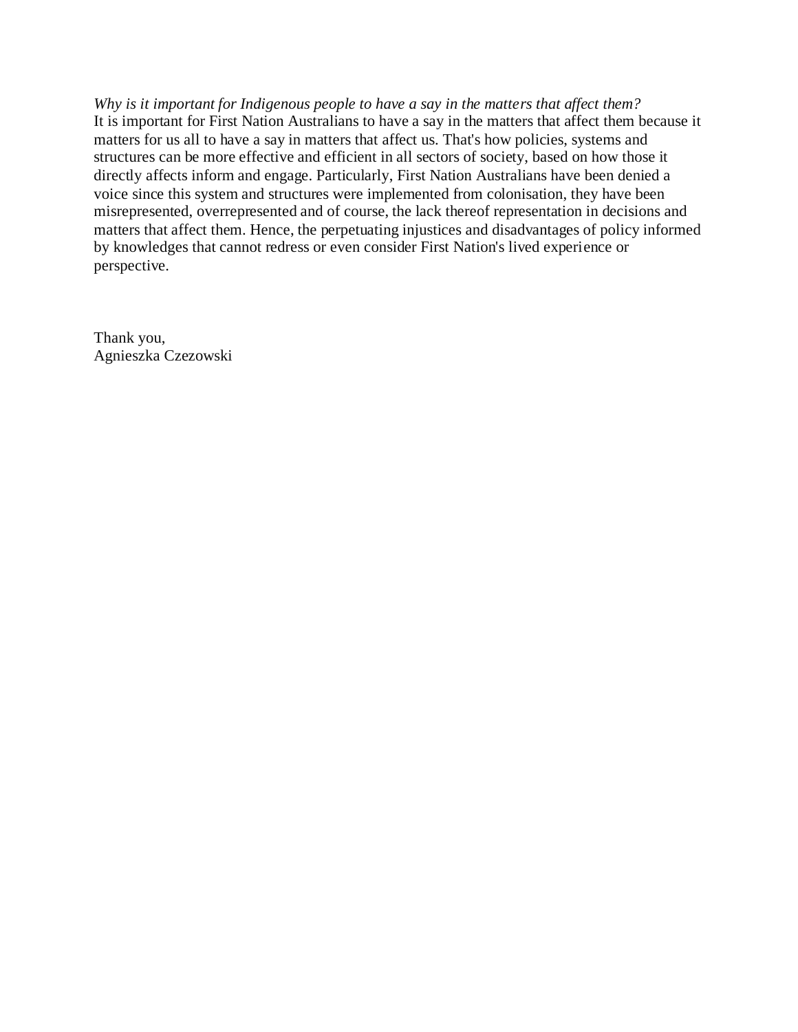*Why is it important for Indigenous people to have a say in the matters that affect them?*
It is important for First Nation Australians to have a say in the matters that affect them because it matters for us all to have a say in matters that affect us. That's how policies, systems and structures can be more effective and efficient in all sectors of society, based on how those it directly affects inform and engage. Particularly, First Nation Australians have been denied a voice since this system and structures were implemented from colonisation, they have been misrepresented, overrepresented and of course, the lack thereof representation in decisions and matters that affect them. Hence, the perpetuating injustices and disadvantages of policy informed by knowledges that cannot redress or even consider First Nation's lived experience or perspective.

Thank you,
Agnieszka Czezowski